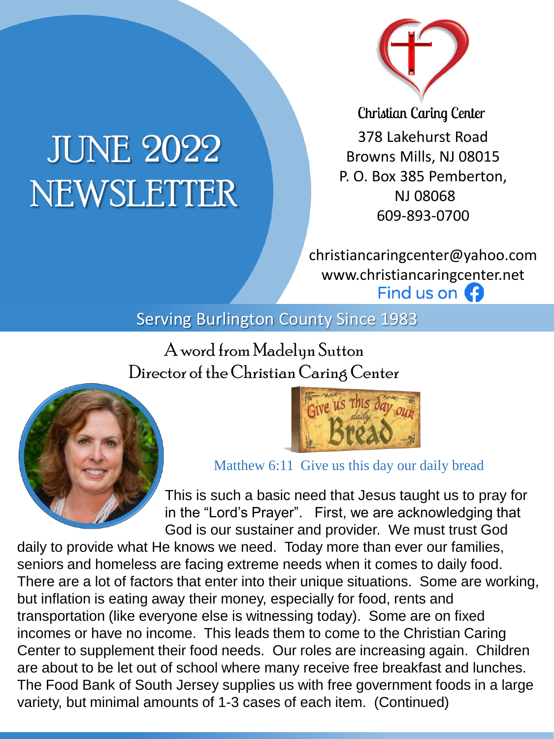# JUNE 2022 NEWSLETTER

Christian Caring Center

378 Lakehurst Road
Browns Mills, NJ 08015
P. O. Box 385 Pemberton, NJ 08068
609-893-0700

christiancaringcenter@yahoo.com
www.christiancaringcenter.net
Find us on Facebook

Serving Burlington County Since 1983

## A word from Madelyn Sutton
## Director of the Christian Caring Center

Give us this day our daily Bread

Matthew 6:11 Give us this day our daily bread

This is such a basic need that Jesus taught us to pray for in the "Lord's Prayer". First, we are acknowledging that God is our sustainer and provider. We must trust God daily to provide what He knows we need. Today more than ever our families, seniors and homeless are facing extreme needs when it comes to daily food. There are a lot of factors that enter into their unique situations. Some are working, but inflation is eating away their money, especially for food, rents and transportation (like everyone else is witnessing today). Some are on fixed incomes or have no income. This leads them to come to the Christian Caring Center to supplement their food needs. Our roles are increasing again. Children are about to be let out of school where many receive free breakfast and lunches. The Food Bank of South Jersey supplies us with free government foods in a large variety, but minimal amounts of 1-3 cases of each item. (Continued)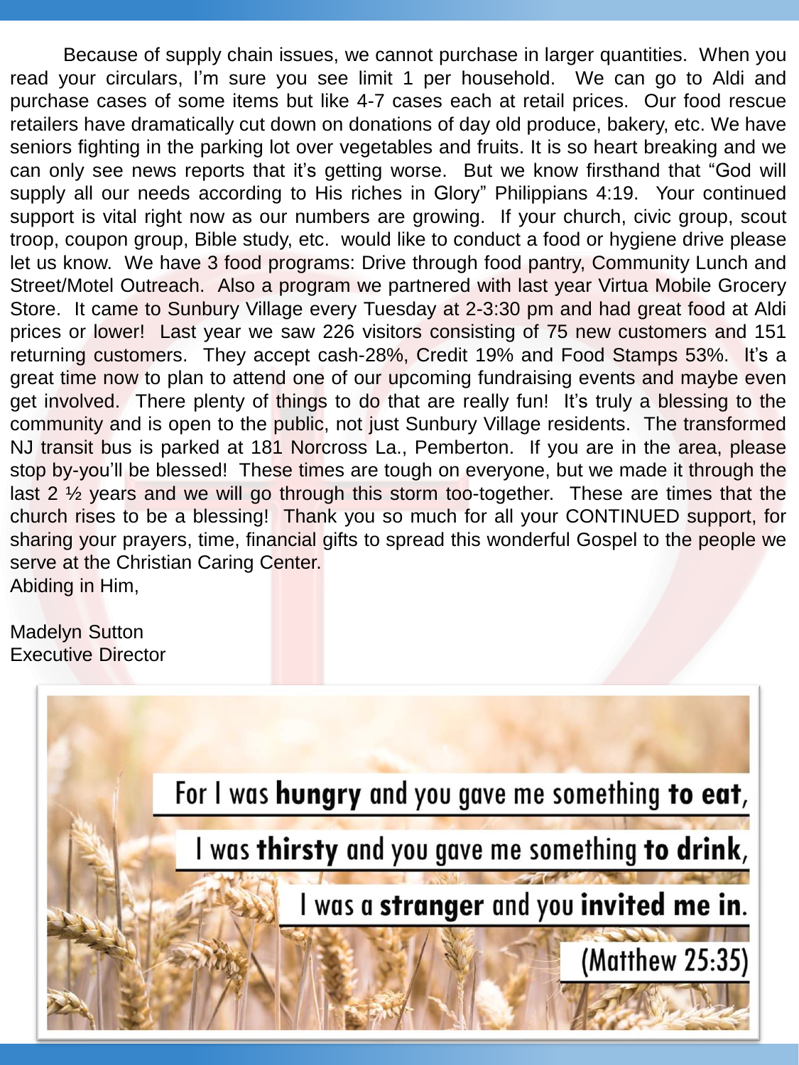Because of supply chain issues, we cannot purchase in larger quantities. When you read your circulars, I'm sure you see limit 1 per household. We can go to Aldi and purchase cases of some items but like 4-7 cases each at retail prices. Our food rescue retailers have dramatically cut down on donations of day old produce, bakery, etc. We have seniors fighting in the parking lot over vegetables and fruits. It is so heart breaking and we can only see news reports that it's getting worse. But we know firsthand that "God will supply all our needs according to His riches in Glory" Philippians 4:19. Your continued support is vital right now as our numbers are growing. If your church, civic group, scout troop, coupon group, Bible study, etc. would like to conduct a food or hygiene drive please let us know. We have 3 food programs: Drive through food pantry, Community Lunch and Street/Motel Outreach. Also a program we partnered with last year Virtua Mobile Grocery Store. It came to Sunbury Village every Tuesday at 2-3:30 pm and had great food at Aldi prices or lower! Last year we saw 226 visitors consisting of 75 new customers and 151 returning customers. They accept cash-28%, Credit 19% and Food Stamps 53%. It's a great time now to plan to attend one of our upcoming fundraising events and maybe even get involved. There plenty of things to do that are really fun! It's truly a blessing to the community and is open to the public, not just Sunbury Village residents. The transformed NJ transit bus is parked at 181 Norcross La., Pemberton. If you are in the area, please stop by-you'll be blessed! These times are tough on everyone, but we made it through the last 2 ½ years and we will go through this storm too-together. These are times that the church rises to be a blessing! Thank you so much for all your CONTINUED support, for sharing your prayers, time, financial gifts to spread this wonderful Gospel to the people we serve at the Christian Caring Center.

Abiding in Him,

Madelyn Sutton
Executive Director

For I was **hungry** and you gave me something **to eat**,
I was **thirsty** and you gave me something **to drink**,
I was a **stranger** and you **invited me in**.
(Matthew 25:35)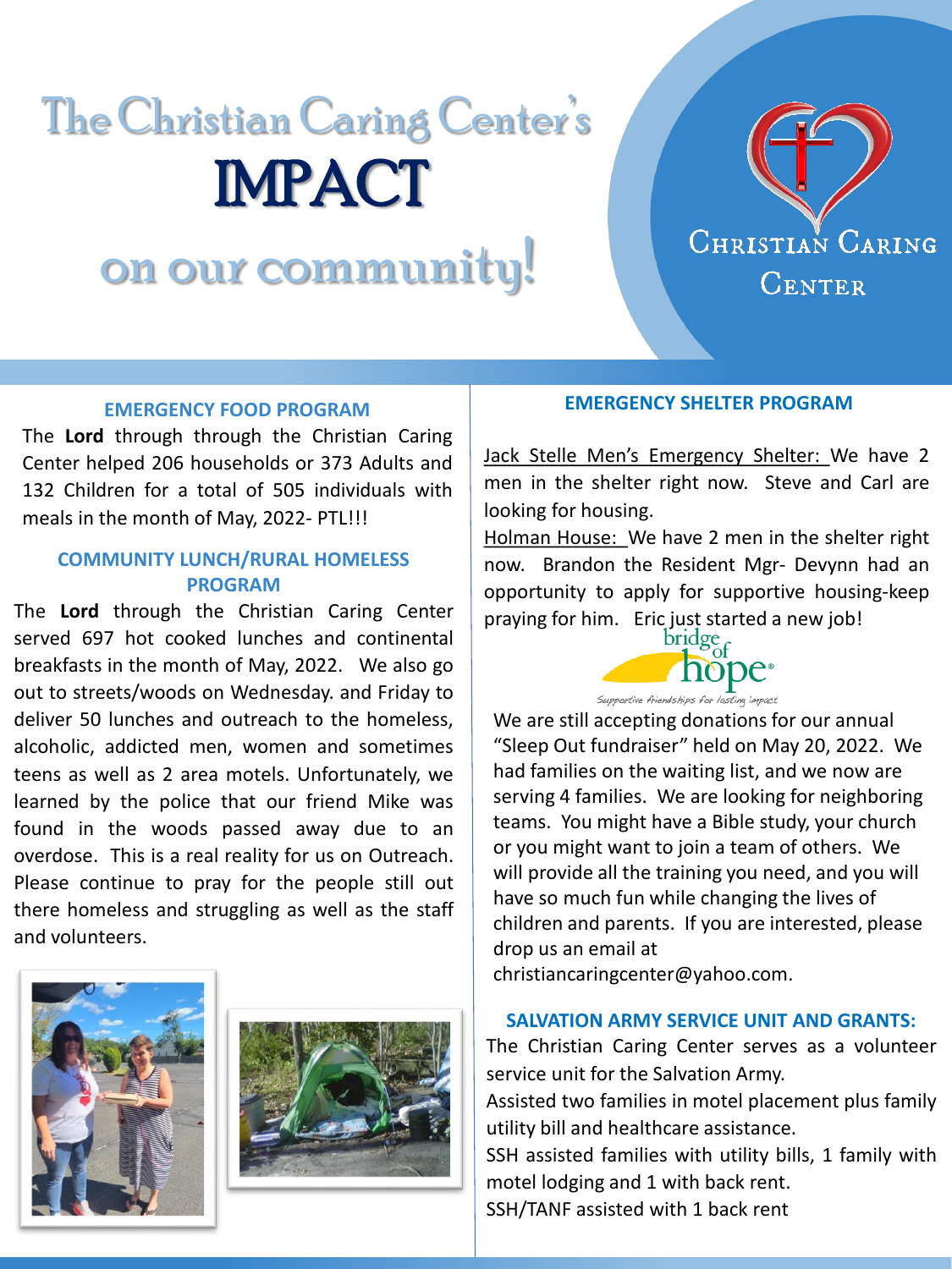# The Christian Caring Center's IMPACT on our community!

CHRISTIAN CARING CENTER

### EMERGENCY FOOD PROGRAM

The **Lord** through through the Christian Caring Center helped 206 households or 373 Adults and 132 Children for a total of 505 individuals with meals in the month of May, 2022- PTL!!!

### COMMUNITY LUNCH/RURAL HOMELESS PROGRAM

The **Lord** through the Christian Caring Center served 697 hot cooked lunches and continental breakfasts in the month of May, 2022. We also go out to streets/woods on Wednesday. and Friday to deliver 50 lunches and outreach to the homeless, alcoholic, addicted men, women and sometimes teens as well as 2 area motels. Unfortunately, we learned by the police that our friend Mike was found in the woods passed away due to an overdose. This is a real reality for us on Outreach. Please continue to pray for the people still out there homeless and struggling as well as the staff and volunteers.

### EMERGENCY SHELTER PROGRAM

Jack Stelle Men's Emergency Shelter: We have 2 men in the shelter right now. Steve and Carl are looking for housing.

Holman House: We have 2 men in the shelter right now. Brandon the Resident Mgr- Devynn had an opportunity to apply for supportive housing-keep praying for him. Eric just started a new job!

bridge of hope
*Supportive friendships for lasting impact*

We are still accepting donations for our annual "Sleep Out fundraiser" held on May 20, 2022. We had families on the waiting list, and we now are serving 4 families. We are looking for neighboring teams. You might have a Bible study, your church or you might want to join a team of others. We will provide all the training you need, and you will have so much fun while changing the lives of children and parents. If you are interested, please drop us an email at christiancaringcenter@yahoo.com.

### SALVATION ARMY SERVICE UNIT AND GRANTS:

The Christian Caring Center serves as a volunteer service unit for the Salvation Army.

Assisted two families in motel placement plus family utility bill and healthcare assistance.

SSH assisted families with utility bills, 1 family with motel lodging and 1 with back rent.

SSH/TANF assisted with 1 back rent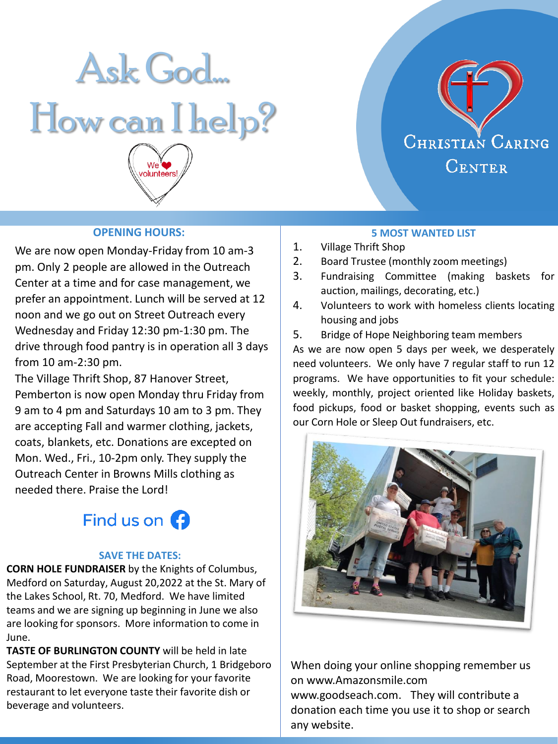# Ask God... How can I help?

We ❤ volunteers!

CHRISTIAN CARING CENTER

## OPENING HOURS:

We are now open Monday-Friday from 10 am-3 pm. Only 2 people are allowed in the Outreach Center at a time and for case management, we prefer an appointment. Lunch will be served at 12 noon and we go out on Street Outreach every Wednesday and Friday 12:30 pm-1:30 pm. The drive through food pantry is in operation all 3 days from 10 am-2:30 pm.

The Village Thrift Shop, 87 Hanover Street, Pemberton is now open Monday thru Friday from 9 am to 4 pm and Saturdays 10 am to 3 pm. They are accepting Fall and warmer clothing, jackets, coats, blankets, etc. Donations are excepted on Mon. Wed., Fri., 10-2pm only. They supply the Outreach Center in Browns Mills clothing as needed there. Praise the Lord!

Find us on Facebook

## SAVE THE DATES:

**CORN HOLE FUNDRAISER** by the Knights of Columbus, Medford on Saturday, August 20,2022 at the St. Mary of the Lakes School, Rt. 70, Medford. We have limited teams and we are signing up beginning in June we also are looking for sponsors. More information to come in June.

**TASTE OF BURLINGTON COUNTY** will be held in late September at the First Presbyterian Church, 1 Bridgeboro Road, Moorestown. We are looking for your favorite restaurant to let everyone taste their favorite dish or beverage and volunteers.

## 5 MOST WANTED LIST

1. Village Thrift Shop
2. Board Trustee (monthly zoom meetings)
3. Fundraising Committee (making baskets for auction, mailings, decorating, etc.)
4. Volunteers to work with homeless clients locating housing and jobs
5. Bridge of Hope Neighboring team members

As we are now open 5 days per week, we desperately need volunteers. We only have 7 regular staff to run 12 programs. We have opportunities to fit your schedule: weekly, monthly, project oriented like Holiday baskets, food pickups, food or basket shopping, events such as our Corn Hole or Sleep Out fundraisers, etc.

When doing your online shopping remember us on www.Amazonsmile.com www.goodseach.com. They will contribute a donation each time you use it to shop or search any website.